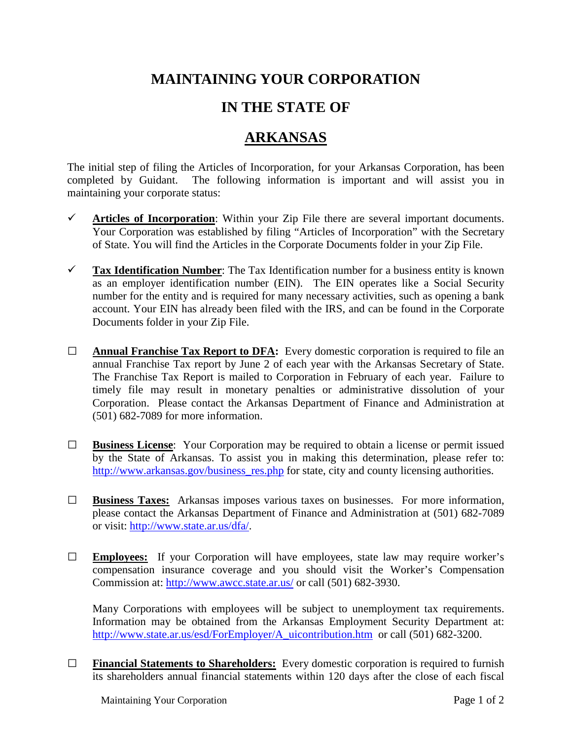# MAINTAINING YOUR CORPORATION

# IN THE STATE OF

# ARKANSAS

The initial step of filing the Articles of Incorporation, for your Arkansas Corporation, has been completed by Guidant. The following information is important and will assist you in maintaining your corporate status:

- ✓ **Articles of Incorporation**: Within your Zip File there are several important documents. Your Corporation was established by filing "Articles of Incorporation" with the Secretary of State. You will find the Articles in the Corporate Documents folder in your Zip File.

- ✓ **Tax Identification Number**: The Tax Identification number for a business entity is known as an employer identification number (EIN). The EIN operates like a Social Security number for the entity and is required for many necessary activities, such as opening a bank account. Your EIN has already been filed with the IRS, and can be found in the Corporate Documents folder in your Zip File.

- ☐ **Annual Franchise Tax Report to DFA:** Every domestic corporation is required to file an annual Franchise Tax report by June 2 of each year with the Arkansas Secretary of State. The Franchise Tax Report is mailed to Corporation in February of each year. Failure to timely file may result in monetary penalties or administrative dissolution of your Corporation. Please contact the Arkansas Department of Finance and Administration at (501) 682-7089 for more information.

- ☐ **Business License**: Your Corporation may be required to obtain a license or permit issued by the State of Arkansas. To assist you in making this determination, please refer to: http://www.arkansas.gov/business_res.php for state, city and county licensing authorities.

- ☐ **Business Taxes:** Arkansas imposes various taxes on businesses. For more information, please contact the Arkansas Department of Finance and Administration at (501) 682-7089 or visit: http://www.state.ar.us/dfa/.

- ☐ **Employees:** If your Corporation will have employees, state law may require worker's compensation insurance coverage and you should visit the Worker's Compensation Commission at: http://www.awcc.state.ar.us/ or call (501) 682-3930.

  Many Corporations with employees will be subject to unemployment tax requirements. Information may be obtained from the Arkansas Employment Security Department at: http://www.state.ar.us/esd/ForEmployer/A_uicontribution.htm or call (501) 682-3200.

- ☐ **Financial Statements to Shareholders:** Every domestic corporation is required to furnish its shareholders annual financial statements within 120 days after the close of each fiscal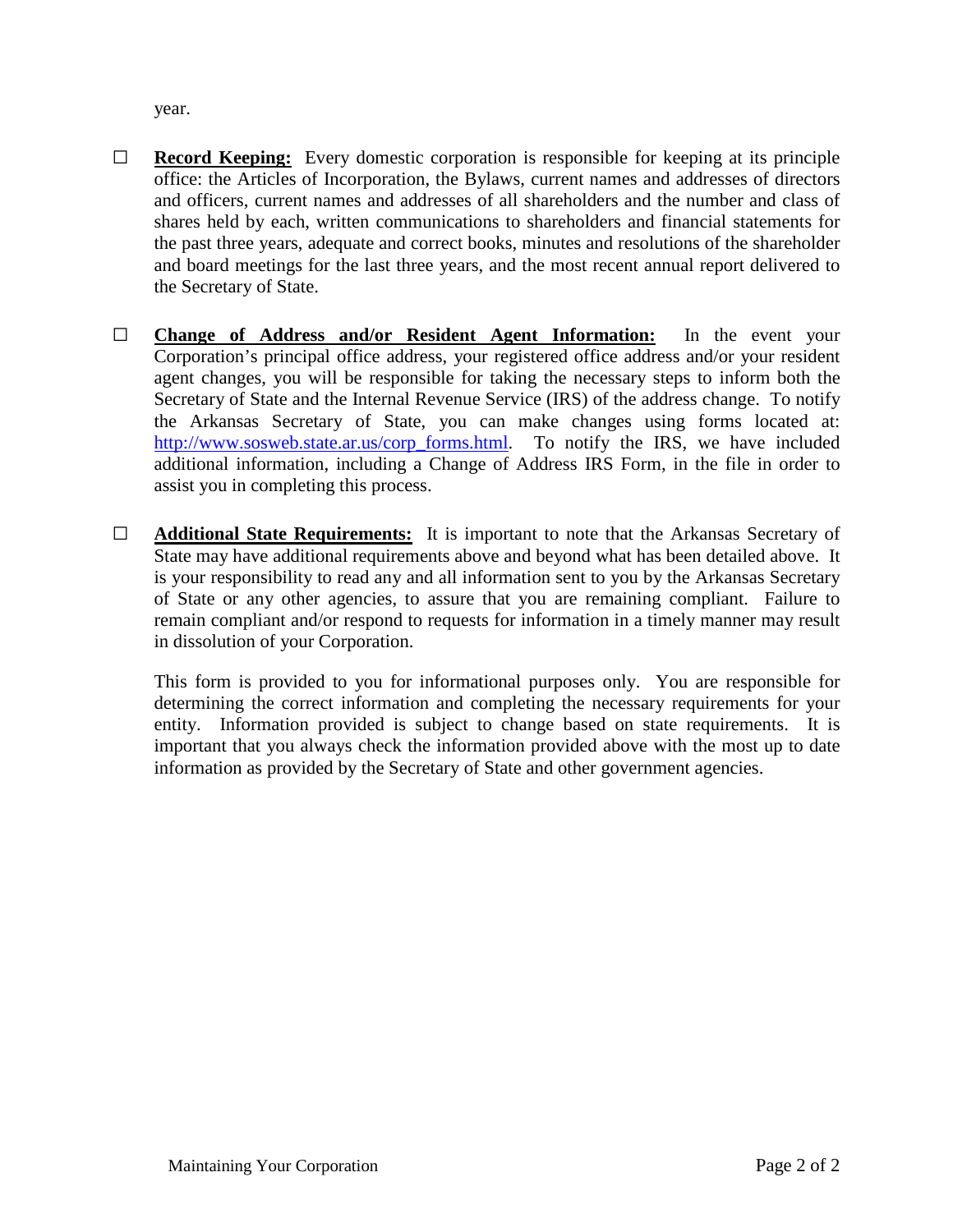year.

☐ **Record Keeping:** Every domestic corporation is responsible for keeping at its principle office: the Articles of Incorporation, the Bylaws, current names and addresses of directors and officers, current names and addresses of all shareholders and the number and class of shares held by each, written communications to shareholders and financial statements for the past three years, adequate and correct books, minutes and resolutions of the shareholder and board meetings for the last three years, and the most recent annual report delivered to the Secretary of State.

☐ **Change of Address and/or Resident Agent Information:** In the event your Corporation's principal office address, your registered office address and/or your resident agent changes, you will be responsible for taking the necessary steps to inform both the Secretary of State and the Internal Revenue Service (IRS) of the address change. To notify the Arkansas Secretary of State, you can make changes using forms located at: http://www.sosweb.state.ar.us/corp_forms.html. To notify the IRS, we have included additional information, including a Change of Address IRS Form, in the file in order to assist you in completing this process.

☐ **Additional State Requirements:** It is important to note that the Arkansas Secretary of State may have additional requirements above and beyond what has been detailed above. It is your responsibility to read any and all information sent to you by the Arkansas Secretary of State or any other agencies, to assure that you are remaining compliant. Failure to remain compliant and/or respond to requests for information in a timely manner may result in dissolution of your Corporation.

This form is provided to you for informational purposes only. You are responsible for determining the correct information and completing the necessary requirements for your entity. Information provided is subject to change based on state requirements. It is important that you always check the information provided above with the most up to date information as provided by the Secretary of State and other government agencies.